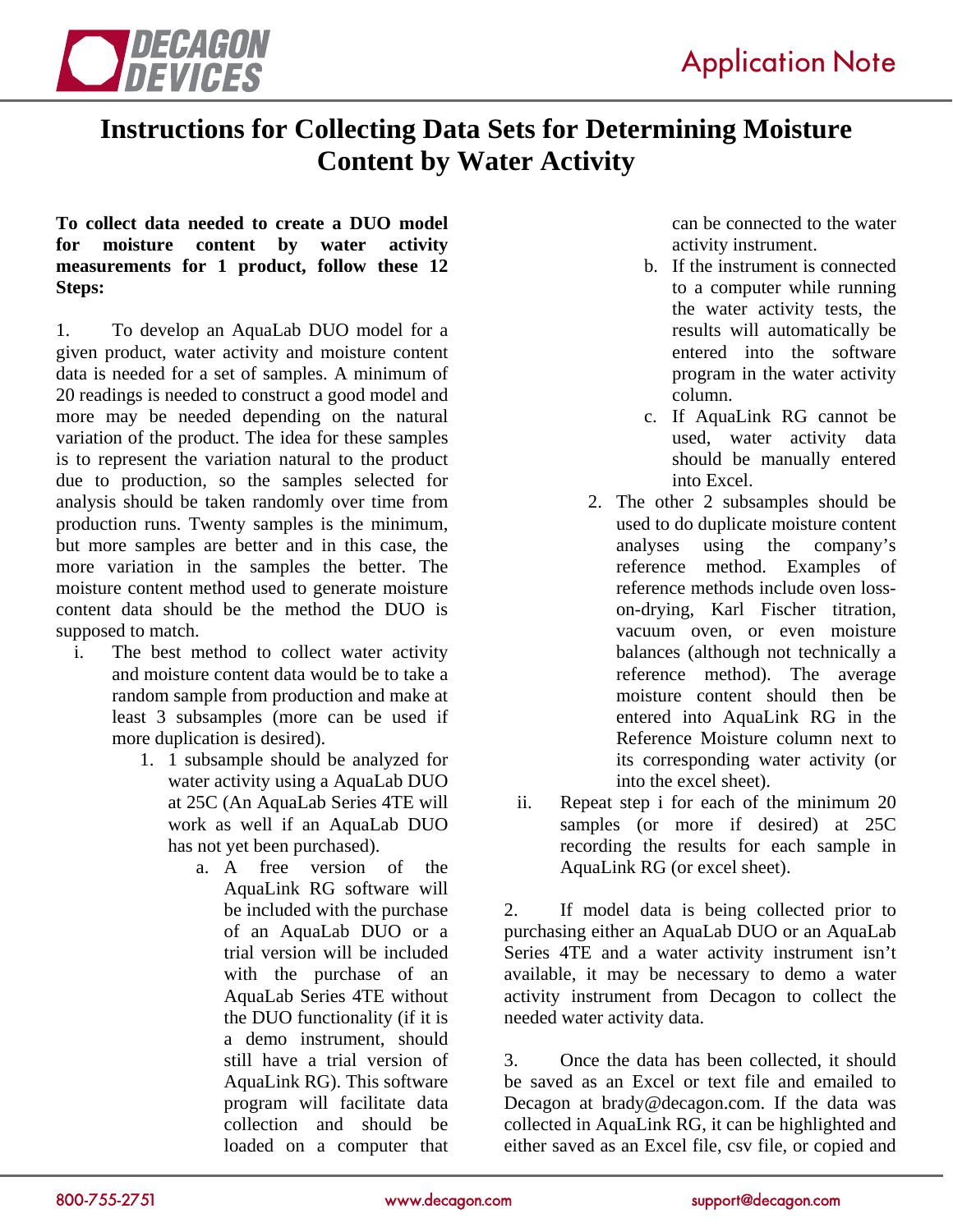// Title
# Instructions for Collecting Data Sets for Determining Moisture Content by Water Activity

**To collect data needed to create a DUO model for moisture content by water activity measurements for 1 product, follow these 12 Steps:**

1. To develop an AquaLab DUO model for a given product, water activity and moisture content data is needed for a set of samples. A minimum of 20 readings is needed to construct a good model and more may be needed depending on the natural variation of the product. The idea for these samples is to represent the variation natural to the product due to production, so the samples selected for analysis should be taken randomly over time from production runs. Twenty samples is the minimum, but more samples are better and in this case, the more variation in the samples the better. The moisture content method used to generate moisture content data should be the method the DUO is supposed to match.

   i. The best method to collect water activity and moisture content data would be to take a random sample from production and make at least 3 subsamples (more can be used if more duplication is desired).

      1. 1 subsample should be analyzed for water activity using a AquaLab DUO at 25C (An AquaLab Series 4TE will work as well if an AquaLab DUO has not yet been purchased).

         a. A free version of the AquaLink RG software will be included with the purchase of an AquaLab DUO or a trial version will be included with the purchase of an AquaLab Series 4TE without the DUO functionality (if it is a demo instrument, should still have a trial version of AquaLink RG). This software program will facilitate data collection and should be loaded on a computer that can be connected to the water activity instrument.

         b. If the instrument is connected to a computer while running the water activity tests, the results will automatically be entered into the software program in the water activity column.

         c. If AquaLink RG cannot be used, water activity data should be manually entered into Excel.

      2. The other 2 subsamples should be used to do duplicate moisture content analyses using the company's reference method. Examples of reference methods include oven loss-on-drying, Karl Fischer titration, vacuum oven, or even moisture balances (although not technically a reference method). The average moisture content should then be entered into AquaLink RG in the Reference Moisture column next to its corresponding water activity (or into the excel sheet).

   ii. Repeat step i for each of the minimum 20 samples (or more if desired) at 25C recording the results for each sample in AquaLink RG (or excel sheet).

2. If model data is being collected prior to purchasing either an AquaLab DUO or an AquaLab Series 4TE and a water activity instrument isn't available, it may be necessary to demo a water activity instrument from Decagon to collect the needed water activity data.

3. Once the data has been collected, it should be saved as an Excel or text file and emailed to Decagon at brady@decagon.com. If the data was collected in AquaLink RG, it can be highlighted and either saved as an Excel file, csv file, or copied and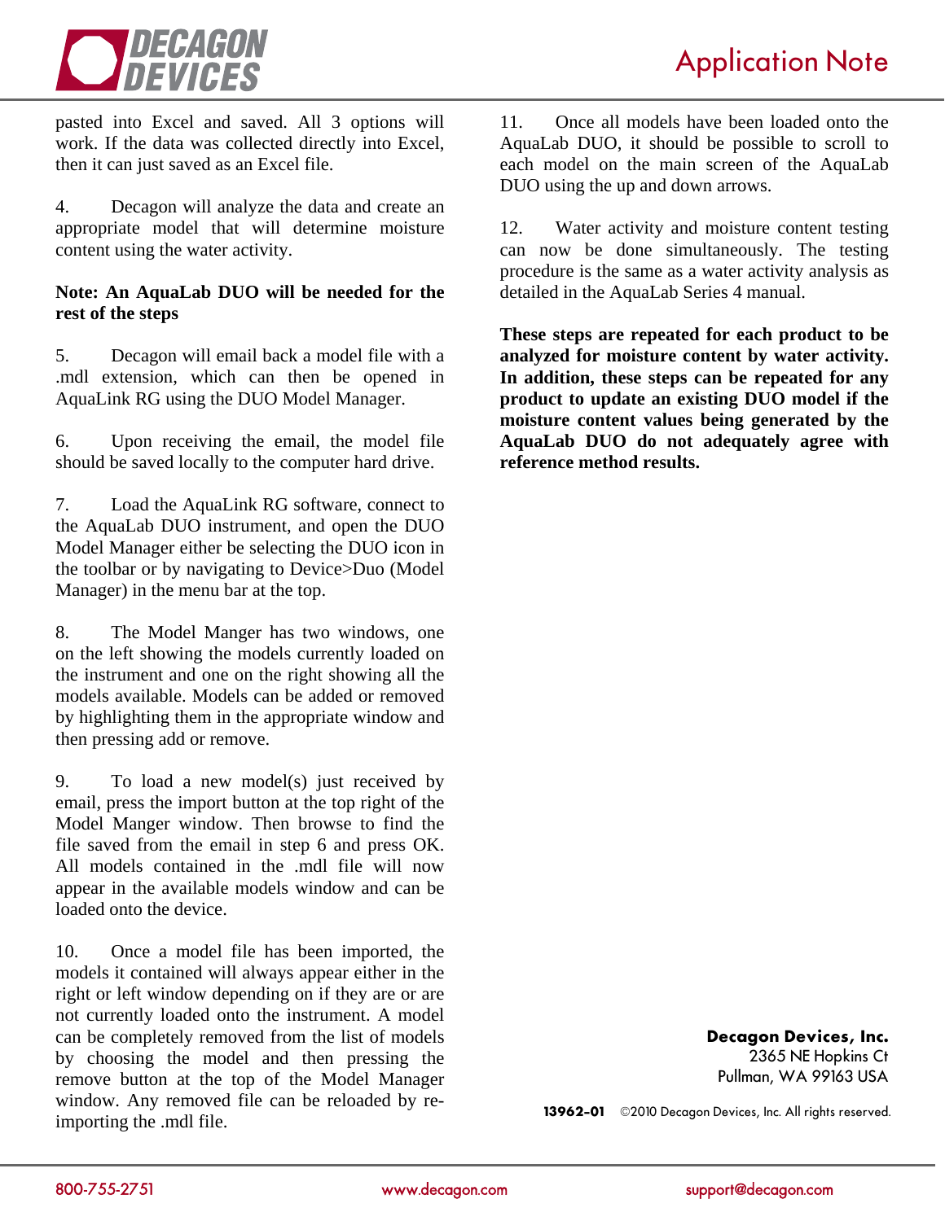pasted into Excel and saved. All 3 options will work. If the data was collected directly into Excel, then it can just saved as an Excel file.

4. Decagon will analyze the data and create an appropriate model that will determine moisture content using the water activity.

**Note: An AquaLab DUO will be needed for the rest of the steps**

5. Decagon will email back a model file with a .mdl extension, which can then be opened in AquaLink RG using the DUO Model Manager.

6. Upon receiving the email, the model file should be saved locally to the computer hard drive.

7. Load the AquaLink RG software, connect to the AquaLab DUO instrument, and open the DUO Model Manager either be selecting the DUO icon in the toolbar or by navigating to Device>Duo (Model Manager) in the menu bar at the top.

8. The Model Manger has two windows, one on the left showing the models currently loaded on the instrument and one on the right showing all the models available. Models can be added or removed by highlighting them in the appropriate window and then pressing add or remove.

9. To load a new model(s) just received by email, press the import button at the top right of the Model Manger window. Then browse to find the file saved from the email in step 6 and press OK. All models contained in the .mdl file will now appear in the available models window and can be loaded onto the device.

10. Once a model file has been imported, the models it contained will always appear either in the right or left window depending on if they are or are not currently loaded onto the instrument. A model can be completely removed from the list of models by choosing the model and then pressing the remove button at the top of the Model Manager window. Any removed file can be reloaded by re-importing the .mdl file.

11. Once all models have been loaded onto the AquaLab DUO, it should be possible to scroll to each model on the main screen of the AquaLab DUO using the up and down arrows.

12. Water activity and moisture content testing can now be done simultaneously. The testing procedure is the same as a water activity analysis as detailed in the AquaLab Series 4 manual.

**These steps are repeated for each product to be analyzed for moisture content by water activity. In addition, these steps can be repeated for any product to update an existing DUO model if the moisture content values being generated by the AquaLab DUO do not adequately agree with reference method results.**

**Decagon Devices, Inc.**
2365 NE Hopkins Ct
Pullman, WA 99163 USA

**13962-01** ©2010 Decagon Devices, Inc. All rights reserved.